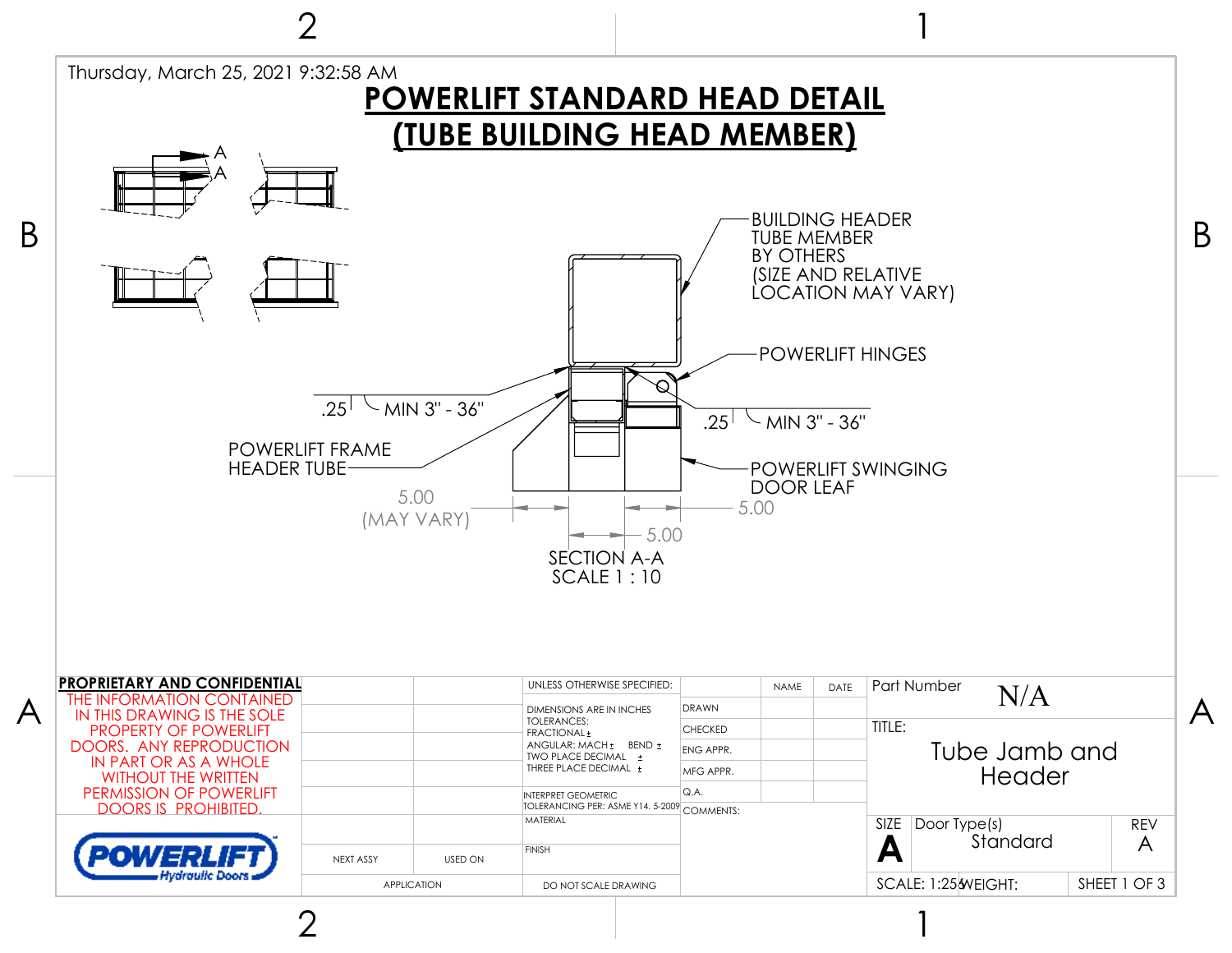Thursday, March 25, 2021 9:32:58 AM

# POWERLIFT STANDARD HEAD DETAIL
# (TUBE BUILDING HEAD MEMBER)

A
A

BUILDING HEADER TUBE MEMBER BY OTHERS (SIZE AND RELATIVE LOCATION MAY VARY)

POWERLIFT HINGES

.25 MIN 3" - 36"

.25 MIN 3" - 36"

POWERLIFT FRAME HEADER TUBE

POWERLIFT SWINGING DOOR LEAF

5.00 (MAY VARY)

5.00

5.00

SECTION A-A
SCALE 1 : 10

**PROPRIETARY AND CONFIDENTIAL**

THE INFORMATION CONTAINED IN THIS DRAWING IS THE SOLE PROPERTY OF POWERLIFT DOORS. ANY REPRODUCTION IN PART OR AS A WHOLE WITHOUT THE WRITTEN PERMISSION OF POWERLIFT DOORS IS PROHIBITED.

POWERLIFT Hydraulic Doors

| | | UNLESS OTHERWISE SPECIFIED: | | NAME | DATE |
|---|---|---|---|---|---|
| | | DIMENSIONS ARE IN INCHES TOLERANCES: FRACTIONAL ± ANGULAR: MACH ± BEND ± TWO PLACE DECIMAL ± THREE PLACE DECIMAL ± | DRAWN | | |
| | | | CHECKED | | |
| | | | ENG APPR. | | |
| | | | MFG APPR. | | |
| | | INTERPRET GEOMETRIC TOLERANCING PER: ASME Y14. 5-2009 | Q.A. | | |
| | | MATERIAL | COMMENTS: | | |
| NEXT ASSY | USED ON | FINISH | | | |
| APPLICATION | | DO NOT SCALE DRAWING | | | |

| Part Number | N/A | |
|---|---|---|
| TITLE: | Tube Jamb and Header | |
| SIZE A | Door Type(s) Standard | REV A |
| SCALE: 1:25 | WEIGHT: | SHEET 1 OF 3 |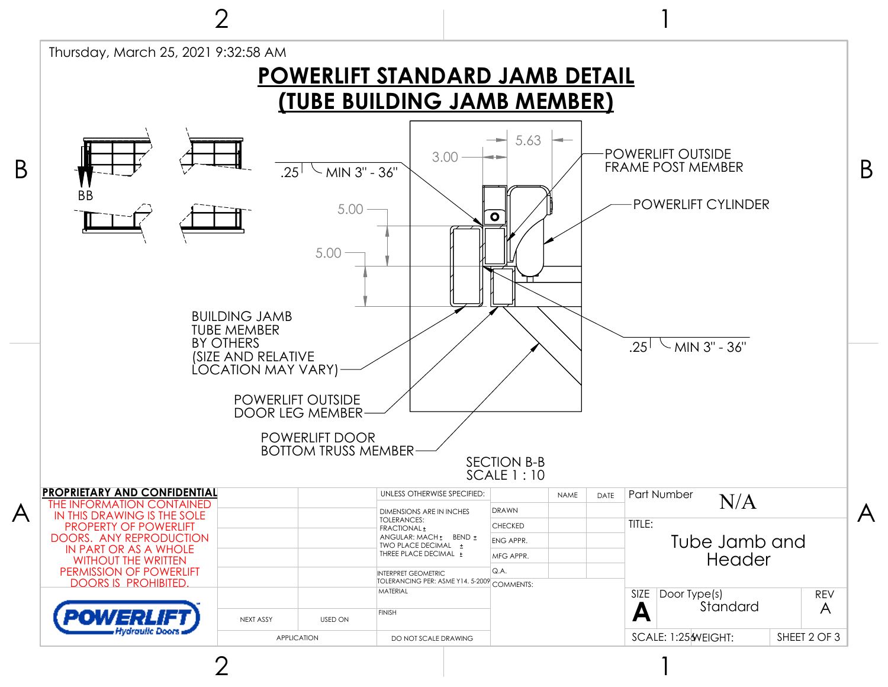Thursday, March 25, 2021 9:32:58 AM

# POWERLIFT STANDARD JAMB DETAIL
# (TUBE BUILDING JAMB MEMBER)

5.63

3.00

.25 MIN 3" - 36"

POWERLIFT OUTSIDE FRAME POST MEMBER

POWERLIFT CYLINDER

5.00

5.00

BB

BUILDING JAMB TUBE MEMBER BY OTHERS (SIZE AND RELATIVE LOCATION MAY VARY)

.25 MIN 3" - 36"

POWERLIFT OUTSIDE DOOR LEG MEMBER

POWERLIFT DOOR BOTTOM TRUSS MEMBER

SECTION B-B
SCALE 1 : 10

**PROPRIETARY AND CONFIDENTIAL**

THE INFORMATION CONTAINED IN THIS DRAWING IS THE SOLE PROPERTY OF POWERLIFT DOORS. ANY REPRODUCTION IN PART OR AS A WHOLE WITHOUT THE WRITTEN PERMISSION OF POWERLIFT DOORS IS PROHIBITED.

POWERLIFT Hydraulic Doors

| NEXT ASSY | USED ON |
|---|---|
| APPLICATION | |

UNLESS OTHERWISE SPECIFIED:

DIMENSIONS ARE IN INCHES
TOLERANCES:
FRACTIONAL ±
ANGULAR: MACH ± BEND ±
TWO PLACE DECIMAL ±
THREE PLACE DECIMAL ±

INTERPRET GEOMETRIC TOLERANCING PER: ASME Y14. 5-2009

MATERIAL

FINISH

DO NOT SCALE DRAWING

| | NAME | DATE |
|---|---|---|
| DRAWN | | |
| CHECKED | | |
| ENG APPR. | | |
| MFG APPR. | | |
| Q.A. | | |

COMMENTS:

Part Number N/A

TITLE: Tube Jamb and Header

| SIZE | Door Type(s) | REV |
|---|---|---|
| A | Standard | A |

SCALE: 1:256 WEIGHT: SHEET 2 OF 3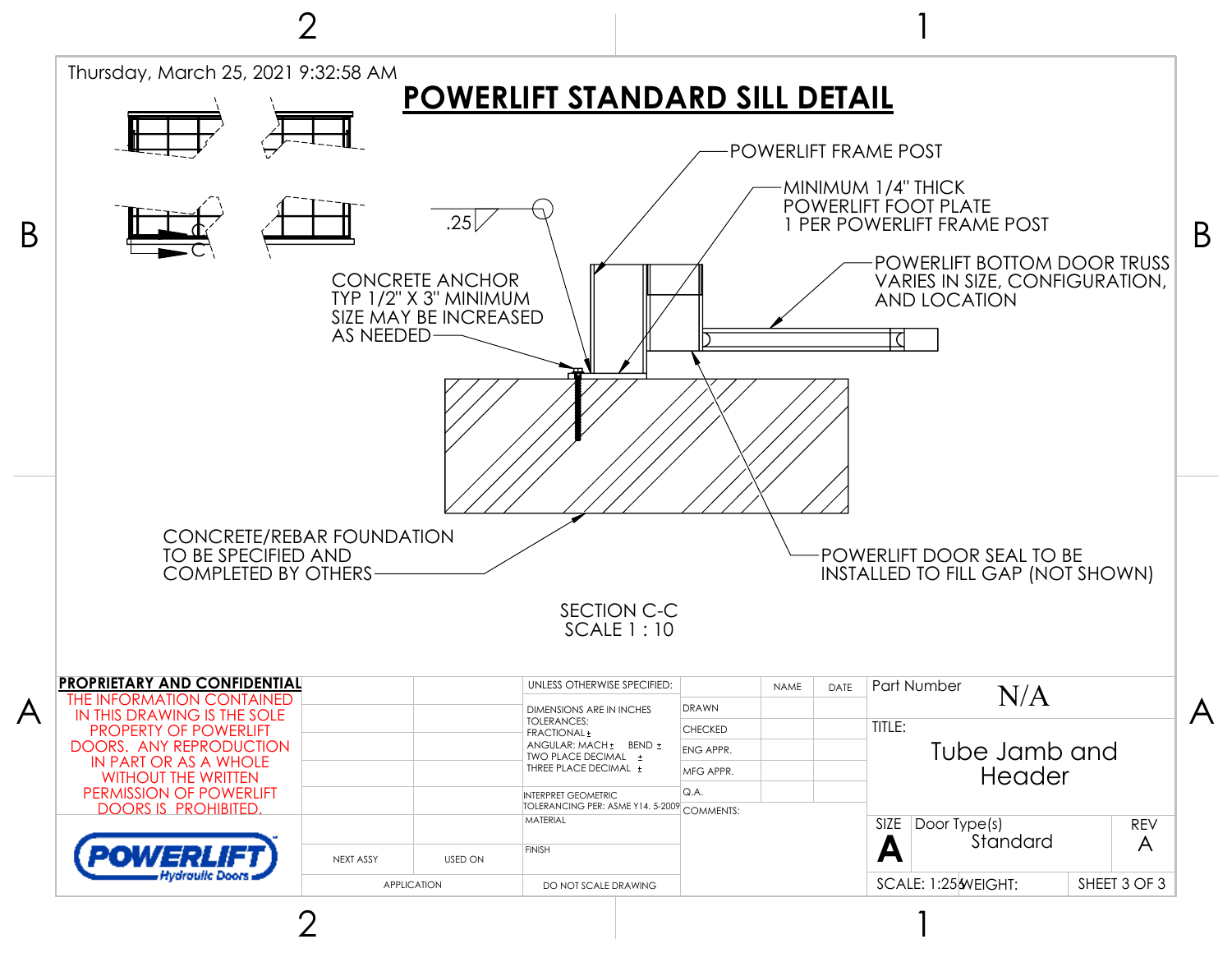Thursday, March 25, 2021 9:32:58 AM

# POWERLIFT STANDARD SILL DETAIL

POWERLIFT FRAME POST

MINIMUM 1/4" THICK
POWERLIFT FOOT PLATE
1 PER POWERLIFT FRAME POST

.25

POWERLIFT BOTTOM DOOR TRUSS
VARIES IN SIZE, CONFIGURATION,
AND LOCATION

CONCRETE ANCHOR
TYP 1/2" X 3" MINIMUM
SIZE MAY BE INCREASED
AS NEEDED

CONCRETE/REBAR FOUNDATION
TO BE SPECIFIED AND
COMPLETED BY OTHERS

POWERLIFT DOOR SEAL TO BE
INSTALLED TO FILL GAP (NOT SHOWN)

SECTION C-C
SCALE 1 : 10

**PROPRIETARY AND CONFIDENTIAL**

THE INFORMATION CONTAINED IN THIS DRAWING IS THE SOLE PROPERTY OF POWERLIFT DOORS. ANY REPRODUCTION IN PART OR AS A WHOLE WITHOUT THE WRITTEN PERMISSION OF POWERLIFT DOORS IS PROHIBITED.

POWERLIFT Hydraulic Doors

| NEXT ASSY | USED ON |
|---|---|
| APPLICATION | |

UNLESS OTHERWISE SPECIFIED:
DIMENSIONS ARE IN INCHES
TOLERANCES:
FRACTIONAL ±
ANGULAR: MACH ± BEND ±
TWO PLACE DECIMAL ±
THREE PLACE DECIMAL ±

INTERPRET GEOMETRIC TOLERANCING PER: ASME Y14. 5-2009

MATERIAL

FINISH

DO NOT SCALE DRAWING

| | NAME | DATE |
|---|---|---|
| DRAWN | | |
| CHECKED | | |
| ENG APPR. | | |
| MFG APPR. | | |
| Q.A. | | |

COMMENTS:

Part Number: N/A

TITLE: Tube Jamb and Header

SIZE: A

Door Type(s): Standard

REV: A

SCALE: 1:25

WEIGHT:

SHEET 3 OF 3